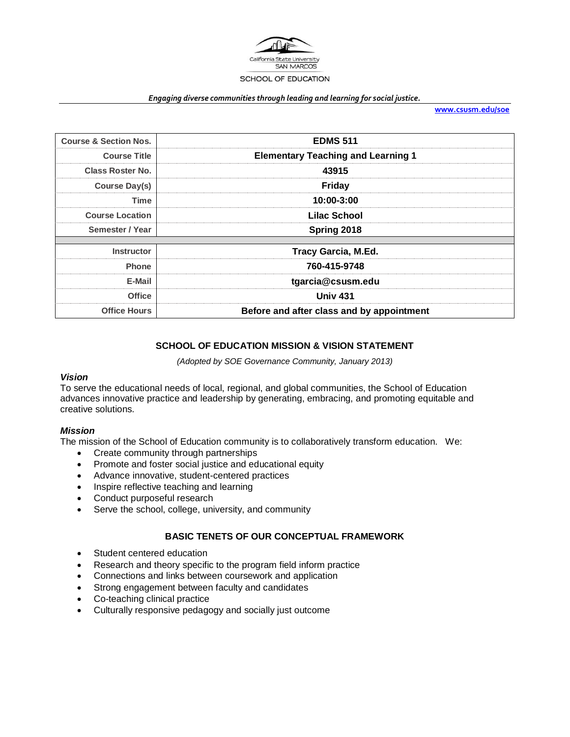California State University
SAN MARCOS

SCHOOL OF EDUCATION

*Engaging diverse communities through leading and learning for social justice.*

www.csusm.edu/soe

| Course & Section Nos. | EDMS 511 |
|---|---|
| Course Title | Elementary Teaching and Learning 1 |
| Class Roster No. | 43915 |
| Course Day(s) | Friday |
| Time | 10:00-3:00 |
| Course Location | Lilac School |
| Semester / Year | Spring 2018 |
| | |
| Instructor | Tracy Garcia, M.Ed. |
| Phone | 760-415-9748 |
| E-Mail | tgarcia@csusm.edu |
| Office | Univ 431 |
| Office Hours | Before and after class and by appointment |

## SCHOOL OF EDUCATION MISSION & VISION STATEMENT

*(Adopted by SOE Governance Community, January 2013)*

### *Vision*

To serve the educational needs of local, regional, and global communities, the School of Education advances innovative practice and leadership by generating, embracing, and promoting equitable and creative solutions.

### *Mission*

The mission of the School of Education community is to collaboratively transform education. We:

- Create community through partnerships
- Promote and foster social justice and educational equity
- Advance innovative, student-centered practices
- Inspire reflective teaching and learning
- Conduct purposeful research
- Serve the school, college, university, and community

## BASIC TENETS OF OUR CONCEPTUAL FRAMEWORK

- Student centered education
- Research and theory specific to the program field inform practice
- Connections and links between coursework and application
- Strong engagement between faculty and candidates
- Co-teaching clinical practice
- Culturally responsive pedagogy and socially just outcome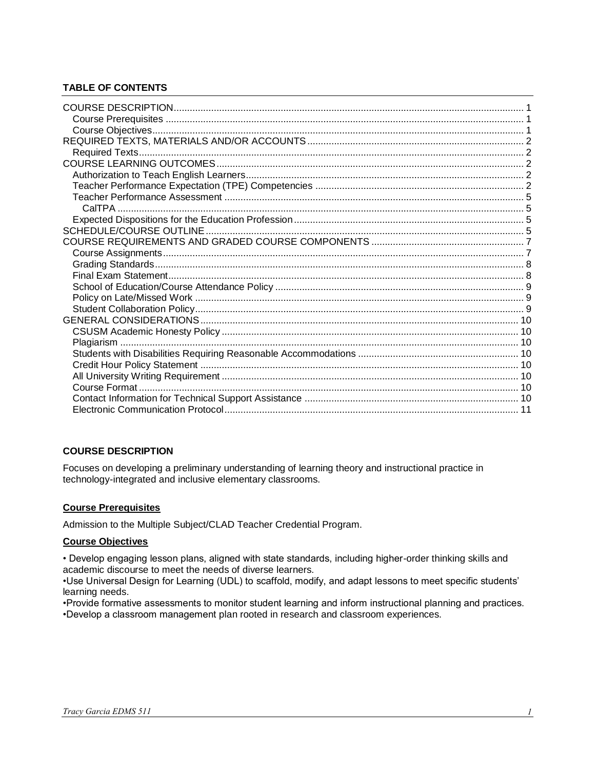## TABLE OF CONTENTS

- COURSE DESCRIPTION ... 1
  - Course Prerequisites ... 1
  - Course Objectives ... 1
- REQUIRED TEXTS, MATERIALS AND/OR ACCOUNTS ... 2
  - Required Texts ... 2
- COURSE LEARNING OUTCOMES ... 2
  - Authorization to Teach English Learners ... 2
  - Teacher Performance Expectation (TPE) Competencies ... 2
  - Teacher Performance Assessment ... 5
    - CalTPA ... 5
  - Expected Dispositions for the Education Profession ... 5
- SCHEDULE/COURSE OUTLINE ... 5
- COURSE REQUIREMENTS AND GRADED COURSE COMPONENTS ... 7
  - Course Assignments ... 7
  - Grading Standards ... 8
  - Final Exam Statement ... 8
  - School of Education/Course Attendance Policy ... 9
  - Policy on Late/Missed Work ... 9
  - Student Collaboration Policy ... 9
- GENERAL CONSIDERATIONS ... 10
  - CSUSM Academic Honesty Policy ... 10
  - Plagiarism ... 10
  - Students with Disabilities Requiring Reasonable Accommodations ... 10
  - Credit Hour Policy Statement ... 10
  - All University Writing Requirement ... 10
  - Course Format ... 10
  - Contact Information for Technical Support Assistance ... 10
  - Electronic Communication Protocol ... 11

## COURSE DESCRIPTION

Focuses on developing a preliminary understanding of learning theory and instructional practice in technology-integrated and inclusive elementary classrooms.

### Course Prerequisites

Admission to the Multiple Subject/CLAD Teacher Credential Program.

### Course Objectives

- Develop engaging lesson plans, aligned with state standards, including higher-order thinking skills and academic discourse to meet the needs of diverse learners.
- Use Universal Design for Learning (UDL) to scaffold, modify, and adapt lessons to meet specific students' learning needs.
- Provide formative assessments to monitor student learning and inform instructional planning and practices.
- Develop a classroom management plan rooted in research and classroom experiences.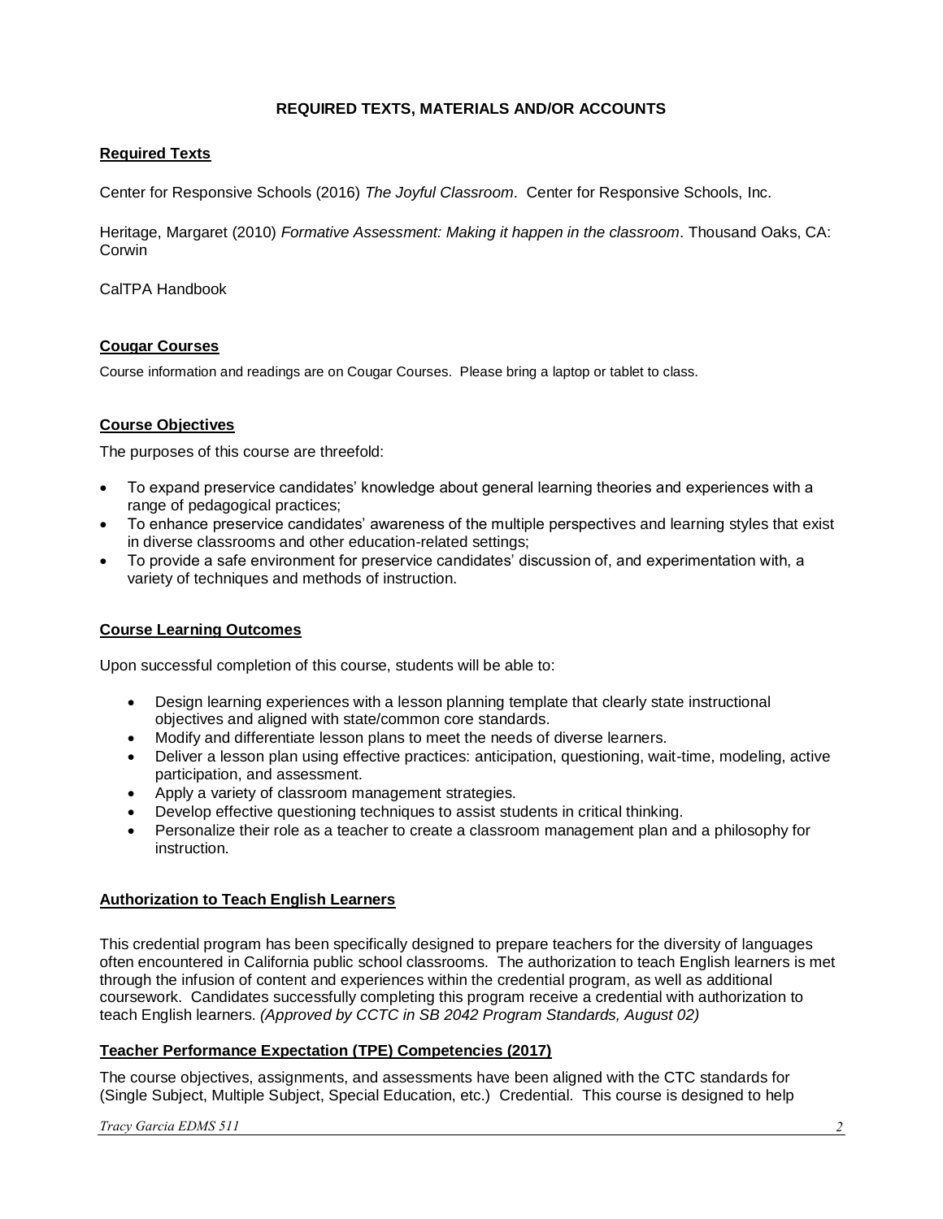## REQUIRED TEXTS, MATERIALS AND/OR ACCOUNTS

### Required Texts

Center for Responsive Schools (2016) *The Joyful Classroom*. Center for Responsive Schools, Inc.

Heritage, Margaret (2010) *Formative Assessment: Making it happen in the classroom*. Thousand Oaks, CA: Corwin

CalTPA Handbook

### Cougar Courses

Course information and readings are on Cougar Courses. Please bring a laptop or tablet to class.

### Course Objectives

The purposes of this course are threefold:

- To expand preservice candidates' knowledge about general learning theories and experiences with a range of pedagogical practices;
- To enhance preservice candidates' awareness of the multiple perspectives and learning styles that exist in diverse classrooms and other education-related settings;
- To provide a safe environment for preservice candidates' discussion of, and experimentation with, a variety of techniques and methods of instruction.

### Course Learning Outcomes

Upon successful completion of this course, students will be able to:

- Design learning experiences with a lesson planning template that clearly state instructional objectives and aligned with state/common core standards.
- Modify and differentiate lesson plans to meet the needs of diverse learners.
- Deliver a lesson plan using effective practices: anticipation, questioning, wait-time, modeling, active participation, and assessment.
- Apply a variety of classroom management strategies.
- Develop effective questioning techniques to assist students in critical thinking.
- Personalize their role as a teacher to create a classroom management plan and a philosophy for instruction.

### Authorization to Teach English Learners

This credential program has been specifically designed to prepare teachers for the diversity of languages often encountered in California public school classrooms. The authorization to teach English learners is met through the infusion of content and experiences within the credential program, as well as additional coursework. Candidates successfully completing this program receive a credential with authorization to teach English learners. *(Approved by CCTC in SB 2042 Program Standards, August 02)*

### Teacher Performance Expectation (TPE) Competencies (2017)

The course objectives, assignments, and assessments have been aligned with the CTC standards for (Single Subject, Multiple Subject, Special Education, etc.) Credential. This course is designed to help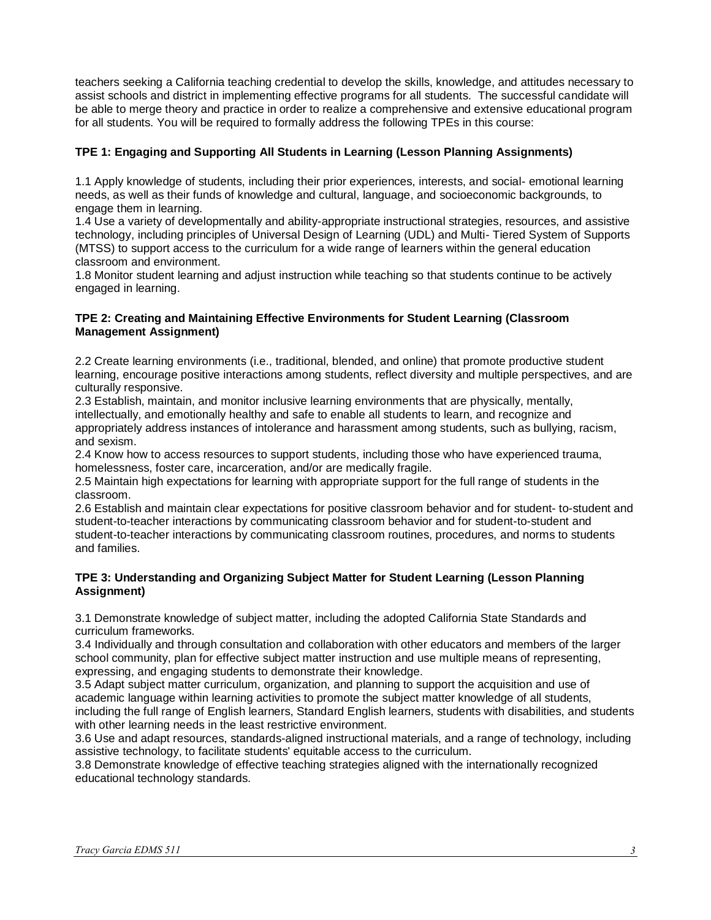teachers seeking a California teaching credential to develop the skills, knowledge, and attitudes necessary to assist schools and district in implementing effective programs for all students. The successful candidate will be able to merge theory and practice in order to realize a comprehensive and extensive educational program for all students. You will be required to formally address the following TPEs in this course:

**TPE 1: Engaging and Supporting All Students in Learning (Lesson Planning Assignments)**

1.1 Apply knowledge of students, including their prior experiences, interests, and social- emotional learning needs, as well as their funds of knowledge and cultural, language, and socioeconomic backgrounds, to engage them in learning.
1.4 Use a variety of developmentally and ability-appropriate instructional strategies, resources, and assistive technology, including principles of Universal Design of Learning (UDL) and Multi- Tiered System of Supports (MTSS) to support access to the curriculum for a wide range of learners within the general education classroom and environment.
1.8 Monitor student learning and adjust instruction while teaching so that students continue to be actively engaged in learning.

**TPE 2: Creating and Maintaining Effective Environments for Student Learning (Classroom Management Assignment)**

2.2 Create learning environments (i.e., traditional, blended, and online) that promote productive student learning, encourage positive interactions among students, reflect diversity and multiple perspectives, and are culturally responsive.
2.3 Establish, maintain, and monitor inclusive learning environments that are physically, mentally, intellectually, and emotionally healthy and safe to enable all students to learn, and recognize and appropriately address instances of intolerance and harassment among students, such as bullying, racism, and sexism.
2.4 Know how to access resources to support students, including those who have experienced trauma, homelessness, foster care, incarceration, and/or are medically fragile.
2.5 Maintain high expectations for learning with appropriate support for the full range of students in the classroom.
2.6 Establish and maintain clear expectations for positive classroom behavior and for student- to-student and student-to-teacher interactions by communicating classroom behavior and for student-to-student and student-to-teacher interactions by communicating classroom routines, procedures, and norms to students and families.

**TPE 3: Understanding and Organizing Subject Matter for Student Learning (Lesson Planning Assignment)**

3.1 Demonstrate knowledge of subject matter, including the adopted California State Standards and curriculum frameworks.
3.4 Individually and through consultation and collaboration with other educators and members of the larger school community, plan for effective subject matter instruction and use multiple means of representing, expressing, and engaging students to demonstrate their knowledge.
3.5 Adapt subject matter curriculum, organization, and planning to support the acquisition and use of academic language within learning activities to promote the subject matter knowledge of all students, including the full range of English learners, Standard English learners, students with disabilities, and students with other learning needs in the least restrictive environment.
3.6 Use and adapt resources, standards-aligned instructional materials, and a range of technology, including assistive technology, to facilitate students' equitable access to the curriculum.
3.8 Demonstrate knowledge of effective teaching strategies aligned with the internationally recognized educational technology standards.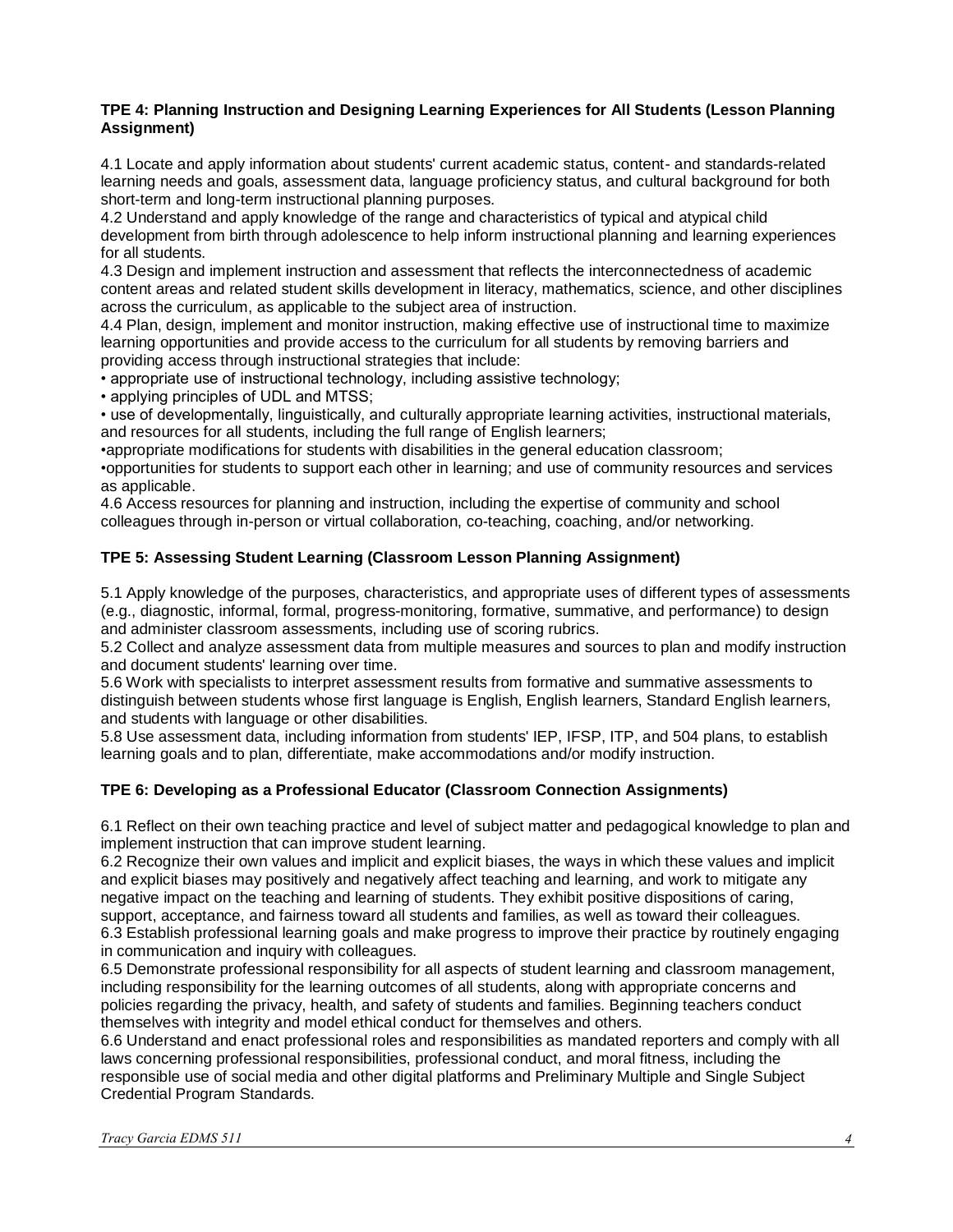**TPE 4: Planning Instruction and Designing Learning Experiences for All Students (Lesson Planning Assignment)**

4.1 Locate and apply information about students' current academic status, content- and standards-related learning needs and goals, assessment data, language proficiency status, and cultural background for both short-term and long-term instructional planning purposes.
4.2 Understand and apply knowledge of the range and characteristics of typical and atypical child development from birth through adolescence to help inform instructional planning and learning experiences for all students.
4.3 Design and implement instruction and assessment that reflects the interconnectedness of academic content areas and related student skills development in literacy, mathematics, science, and other disciplines across the curriculum, as applicable to the subject area of instruction.
4.4 Plan, design, implement and monitor instruction, making effective use of instructional time to maximize learning opportunities and provide access to the curriculum for all students by removing barriers and providing access through instructional strategies that include:

- appropriate use of instructional technology, including assistive technology;
- applying principles of UDL and MTSS;
- use of developmentally, linguistically, and culturally appropriate learning activities, instructional materials, and resources for all students, including the full range of English learners;
- appropriate modifications for students with disabilities in the general education classroom;
- opportunities for students to support each other in learning; and use of community resources and services as applicable.

4.6 Access resources for planning and instruction, including the expertise of community and school colleagues through in-person or virtual collaboration, co-teaching, coaching, and/or networking.

**TPE 5: Assessing Student Learning (Classroom Lesson Planning Assignment)**

5.1 Apply knowledge of the purposes, characteristics, and appropriate uses of different types of assessments (e.g., diagnostic, informal, formal, progress-monitoring, formative, summative, and performance) to design and administer classroom assessments, including use of scoring rubrics.
5.2 Collect and analyze assessment data from multiple measures and sources to plan and modify instruction and document students' learning over time.
5.6 Work with specialists to interpret assessment results from formative and summative assessments to distinguish between students whose first language is English, English learners, Standard English learners, and students with language or other disabilities.
5.8 Use assessment data, including information from students' IEP, IFSP, ITP, and 504 plans, to establish learning goals and to plan, differentiate, make accommodations and/or modify instruction.

**TPE 6: Developing as a Professional Educator (Classroom Connection Assignments)**

6.1 Reflect on their own teaching practice and level of subject matter and pedagogical knowledge to plan and implement instruction that can improve student learning.
6.2 Recognize their own values and implicit and explicit biases, the ways in which these values and implicit and explicit biases may positively and negatively affect teaching and learning, and work to mitigate any negative impact on the teaching and learning of students. They exhibit positive dispositions of caring, support, acceptance, and fairness toward all students and families, as well as toward their colleagues.
6.3 Establish professional learning goals and make progress to improve their practice by routinely engaging in communication and inquiry with colleagues.
6.5 Demonstrate professional responsibility for all aspects of student learning and classroom management, including responsibility for the learning outcomes of all students, along with appropriate concerns and policies regarding the privacy, health, and safety of students and families. Beginning teachers conduct themselves with integrity and model ethical conduct for themselves and others.
6.6 Understand and enact professional roles and responsibilities as mandated reporters and comply with all laws concerning professional responsibilities, professional conduct, and moral fitness, including the responsible use of social media and other digital platforms and Preliminary Multiple and Single Subject Credential Program Standards.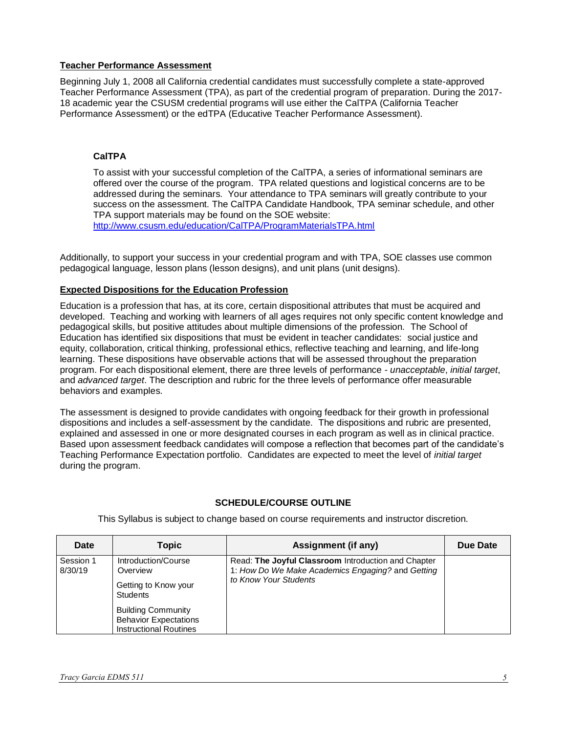## Teacher Performance Assessment

Beginning July 1, 2008 all California credential candidates must successfully complete a state-approved Teacher Performance Assessment (TPA), as part of the credential program of preparation. During the 2017-18 academic year the CSUSM credential programs will use either the CalTPA (California Teacher Performance Assessment) or the edTPA (Educative Teacher Performance Assessment).

### CalTPA

To assist with your successful completion of the CalTPA, a series of informational seminars are offered over the course of the program. TPA related questions and logistical concerns are to be addressed during the seminars. Your attendance to TPA seminars will greatly contribute to your success on the assessment. The CalTPA Candidate Handbook, TPA seminar schedule, and other TPA support materials may be found on the SOE website: http://www.csusm.edu/education/CalTPA/ProgramMaterialsTPA.html

Additionally, to support your success in your credential program and with TPA, SOE classes use common pedagogical language, lesson plans (lesson designs), and unit plans (unit designs).

## Expected Dispositions for the Education Profession

Education is a profession that has, at its core, certain dispositional attributes that must be acquired and developed. Teaching and working with learners of all ages requires not only specific content knowledge and pedagogical skills, but positive attitudes about multiple dimensions of the profession. The School of Education has identified six dispositions that must be evident in teacher candidates: social justice and equity, collaboration, critical thinking, professional ethics, reflective teaching and learning, and life-long learning. These dispositions have observable actions that will be assessed throughout the preparation program. For each dispositional element, there are three levels of performance - *unacceptable*, *initial target*, and *advanced target*. The description and rubric for the three levels of performance offer measurable behaviors and examples.

The assessment is designed to provide candidates with ongoing feedback for their growth in professional dispositions and includes a self-assessment by the candidate. The dispositions and rubric are presented, explained and assessed in one or more designated courses in each program as well as in clinical practice. Based upon assessment feedback candidates will compose a reflection that becomes part of the candidate's Teaching Performance Expectation portfolio. Candidates are expected to meet the level of *initial target* during the program.

## SCHEDULE/COURSE OUTLINE

This Syllabus is subject to change based on course requirements and instructor discretion.

| Date | Topic | Assignment (if any) | Due Date |
|---|---|---|---|
| Session 1 8/30/19 | Introduction/Course Overview<br><br>Getting to Know your Students<br><br>Building Community Behavior Expectations Instructional Routines | Read: **The Joyful Classroom** Introduction and Chapter 1: *How Do We Make Academics Engaging?* and *Getting to Know Your Students* | |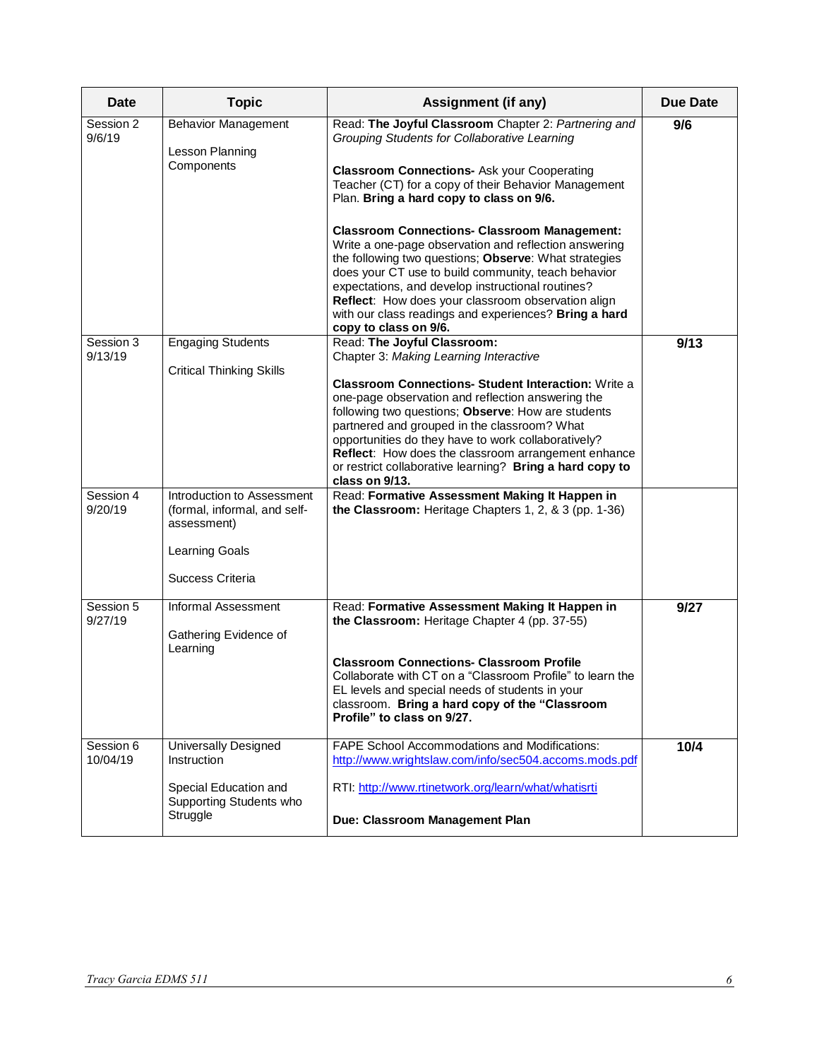| Date | Topic | Assignment (if any) | Due Date |
|---|---|---|---|
| Session 2<br>9/6/19 | Behavior Management<br><br>Lesson Planning Components | Read: **The Joyful Classroom** Chapter 2: *Partnering and Grouping Students for Collaborative Learning*<br><br>**Classroom Connections-** Ask your Cooperating Teacher (CT) for a copy of their Behavior Management Plan. **Bring a hard copy to class on 9/6.**<br><br>**Classroom Connections- Classroom Management:** Write a one-page observation and reflection answering the following two questions; **Observe**: What strategies does your CT use to build community, teach behavior expectations, and develop instructional routines? **Reflect**: How does your classroom observation align with our class readings and experiences? **Bring a hard copy to class on 9/6.** | **9/6** |
| Session 3<br>9/13/19 | Engaging Students<br><br>Critical Thinking Skills | Read: **The Joyful Classroom:**<br>Chapter 3: *Making Learning Interactive*<br><br>**Classroom Connections- Student Interaction:** Write a one-page observation and reflection answering the following two questions; **Observe**: How are students partnered and grouped in the classroom? What opportunities do they have to work collaboratively? **Reflect**: How does the classroom arrangement enhance or restrict collaborative learning? **Bring a hard copy to class on 9/13.** | **9/13** |
| Session 4<br>9/20/19 | Introduction to Assessment (formal, informal, and self-assessment)<br><br>Learning Goals<br><br>Success Criteria | Read: **Formative Assessment Making It Happen in the Classroom:** Heritage Chapters 1, 2, & 3 (pp. 1-36) | |
| Session 5<br>9/27/19 | Informal Assessment<br><br>Gathering Evidence of Learning | Read: **Formative Assessment Making It Happen in the Classroom:** Heritage Chapter 4 (pp. 37-55)<br><br>**Classroom Connections- Classroom Profile** Collaborate with CT on a "Classroom Profile" to learn the EL levels and special needs of students in your classroom. **Bring a hard copy of the "Classroom Profile" to class on 9/27.** | **9/27** |
| Session 6<br>10/04/19 | Universally Designed Instruction<br><br>Special Education and Supporting Students who Struggle | FAPE School Accommodations and Modifications: http://www.wrightslaw.com/info/sec504.accoms.mods.pdf<br><br>RTI: http://www.rtinetwork.org/learn/what/whatisrti<br><br>**Due: Classroom Management Plan** | **10/4** |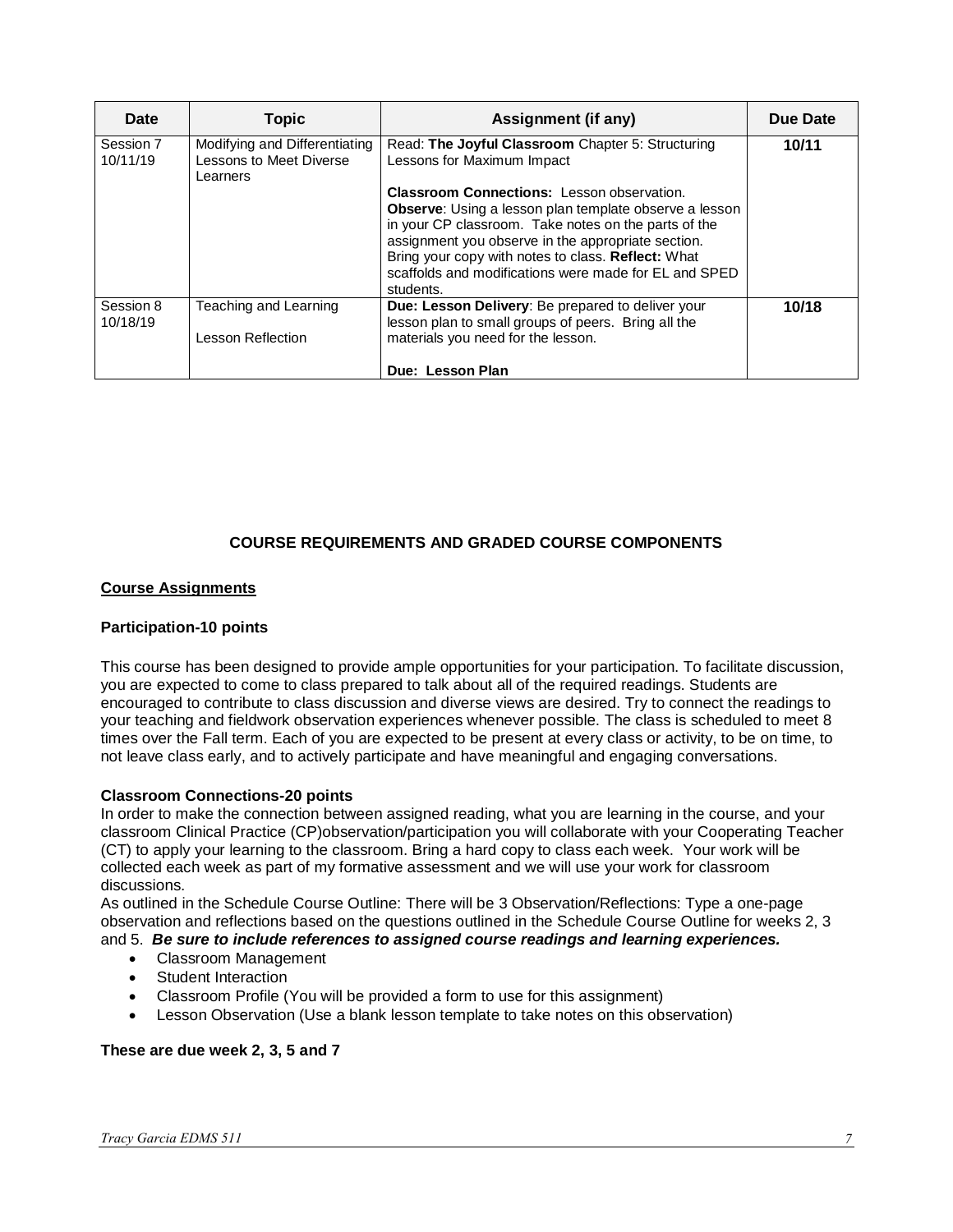| Date | Topic | Assignment (if any) | Due Date |
|---|---|---|---|
| Session 7 10/11/19 | Modifying and Differentiating Lessons to Meet Diverse Learners | Read: **The Joyful Classroom** Chapter 5: Structuring Lessons for Maximum Impact<br><br>**Classroom Connections:** Lesson observation. **Observe**: Using a lesson plan template observe a lesson in your CP classroom. Take notes on the parts of the assignment you observe in the appropriate section. Bring your copy with notes to class. **Reflect:** What scaffolds and modifications were made for EL and SPED students. | **10/11** |
| Session 8 10/18/19 | Teaching and Learning<br><br>Lesson Reflection | **Due: Lesson Delivery**: Be prepared to deliver your lesson plan to small groups of peers. Bring all the materials you need for the lesson.<br><br>**Due: Lesson Plan** | **10/18** |

## COURSE REQUIREMENTS AND GRADED COURSE COMPONENTS

### Course Assignments

**Participation-10 points**

This course has been designed to provide ample opportunities for your participation. To facilitate discussion, you are expected to come to class prepared to talk about all of the required readings. Students are encouraged to contribute to class discussion and diverse views are desired. Try to connect the readings to your teaching and fieldwork observation experiences whenever possible. The class is scheduled to meet 8 times over the Fall term. Each of you are expected to be present at every class or activity, to be on time, to not leave class early, and to actively participate and have meaningful and engaging conversations.

**Classroom Connections-20 points**

In order to make the connection between assigned reading, what you are learning in the course, and your classroom Clinical Practice (CP)observation/participation you will collaborate with your Cooperating Teacher (CT) to apply your learning to the classroom. Bring a hard copy to class each week. Your work will be collected each week as part of my formative assessment and we will use your work for classroom discussions.

As outlined in the Schedule Course Outline: There will be 3 Observation/Reflections: Type a one-page observation and reflections based on the questions outlined in the Schedule Course Outline for weeks 2, 3 and 5. ***Be sure to include references to assigned course readings and learning experiences.***

- Classroom Management
- Student Interaction
- Classroom Profile (You will be provided a form to use for this assignment)
- Lesson Observation (Use a blank lesson template to take notes on this observation)

**These are due week 2, 3, 5 and 7**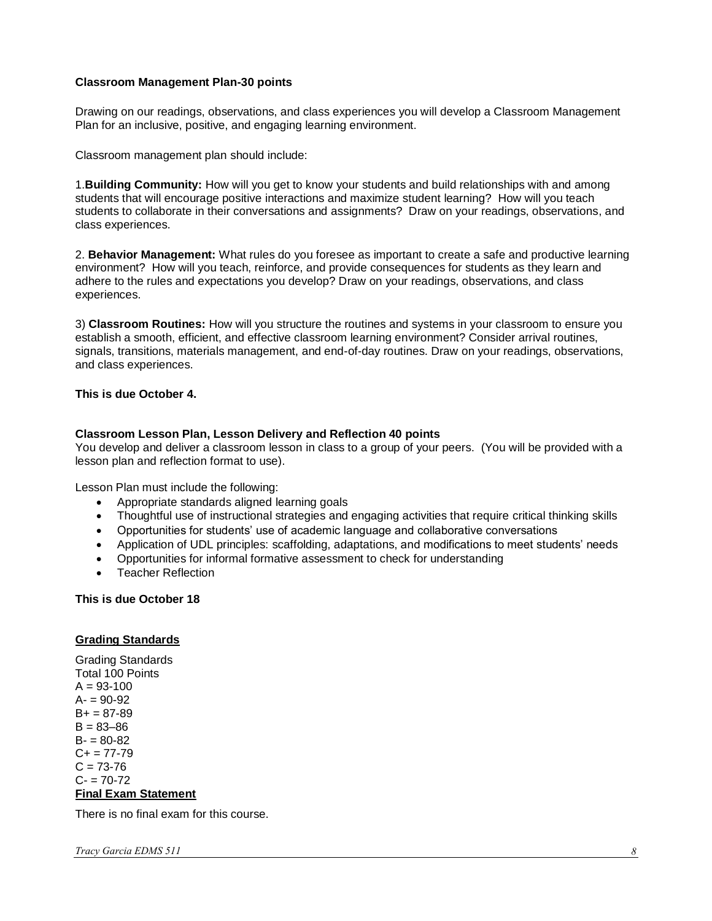**Classroom Management Plan-30 points**

Drawing on our readings, observations, and class experiences you will develop a Classroom Management Plan for an inclusive, positive, and engaging learning environment.

Classroom management plan should include:

1.**Building Community:** How will you get to know your students and build relationships with and among students that will encourage positive interactions and maximize student learning? How will you teach students to collaborate in their conversations and assignments? Draw on your readings, observations, and class experiences.

2. **Behavior Management:** What rules do you foresee as important to create a safe and productive learning environment? How will you teach, reinforce, and provide consequences for students as they learn and adhere to the rules and expectations you develop? Draw on your readings, observations, and class experiences.

3) **Classroom Routines:** How will you structure the routines and systems in your classroom to ensure you establish a smooth, efficient, and effective classroom learning environment? Consider arrival routines, signals, transitions, materials management, and end-of-day routines. Draw on your readings, observations, and class experiences.

**This is due October 4.**

**Classroom Lesson Plan, Lesson Delivery and Reflection 40 points**

You develop and deliver a classroom lesson in class to a group of your peers. (You will be provided with a lesson plan and reflection format to use).

Lesson Plan must include the following:

- Appropriate standards aligned learning goals
- Thoughtful use of instructional strategies and engaging activities that require critical thinking skills
- Opportunities for students' use of academic language and collaborative conversations
- Application of UDL principles: scaffolding, adaptations, and modifications to meet students' needs
- Opportunities for informal formative assessment to check for understanding
- Teacher Reflection

**This is due October 18**

## Grading Standards

Grading Standards
Total 100 Points
A = 93-100
A- = 90-92
B+ = 87-89
B = 83–86
B- = 80-82
C+ = 77-79
C = 73-76
C- = 70-72

## Final Exam Statement

There is no final exam for this course.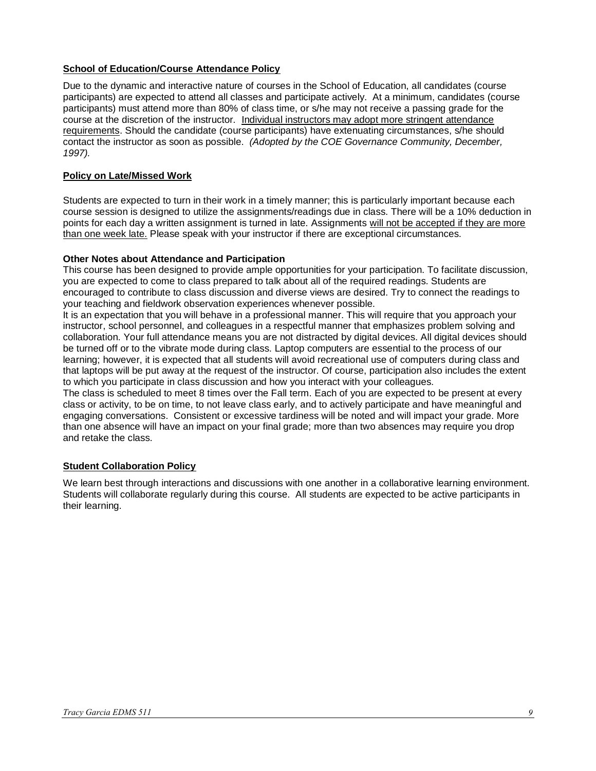**<u>School of Education/Course Attendance Policy</u>**

Due to the dynamic and interactive nature of courses in the School of Education, all candidates (course participants) are expected to attend all classes and participate actively. At a minimum, candidates (course participants) must attend more than 80% of class time, or s/he may not receive a passing grade for the course at the discretion of the instructor. <u>Individual instructors may adopt more stringent attendance requirements</u>. Should the candidate (course participants) have extenuating circumstances, s/he should contact the instructor as soon as possible. *(Adopted by the COE Governance Community, December, 1997).*

**<u>Policy on Late/Missed Work</u>**

Students are expected to turn in their work in a timely manner; this is particularly important because each course session is designed to utilize the assignments/readings due in class. There will be a 10% deduction in points for each day a written assignment is turned in late. Assignments <u>will not be accepted if they are more than one week late.</u> Please speak with your instructor if there are exceptional circumstances.

**Other Notes about Attendance and Participation**

This course has been designed to provide ample opportunities for your participation. To facilitate discussion, you are expected to come to class prepared to talk about all of the required readings. Students are encouraged to contribute to class discussion and diverse views are desired. Try to connect the readings to your teaching and fieldwork observation experiences whenever possible.

It is an expectation that you will behave in a professional manner. This will require that you approach your instructor, school personnel, and colleagues in a respectful manner that emphasizes problem solving and collaboration. Your full attendance means you are not distracted by digital devices. All digital devices should be turned off or to the vibrate mode during class. Laptop computers are essential to the process of our learning; however, it is expected that all students will avoid recreational use of computers during class and that laptops will be put away at the request of the instructor. Of course, participation also includes the extent to which you participate in class discussion and how you interact with your colleagues.

The class is scheduled to meet 8 times over the Fall term. Each of you are expected to be present at every class or activity, to be on time, to not leave class early, and to actively participate and have meaningful and engaging conversations. Consistent or excessive tardiness will be noted and will impact your grade. More than one absence will have an impact on your final grade; more than two absences may require you drop and retake the class.

**<u>Student Collaboration Policy</u>**

We learn best through interactions and discussions with one another in a collaborative learning environment. Students will collaborate regularly during this course. All students are expected to be active participants in their learning.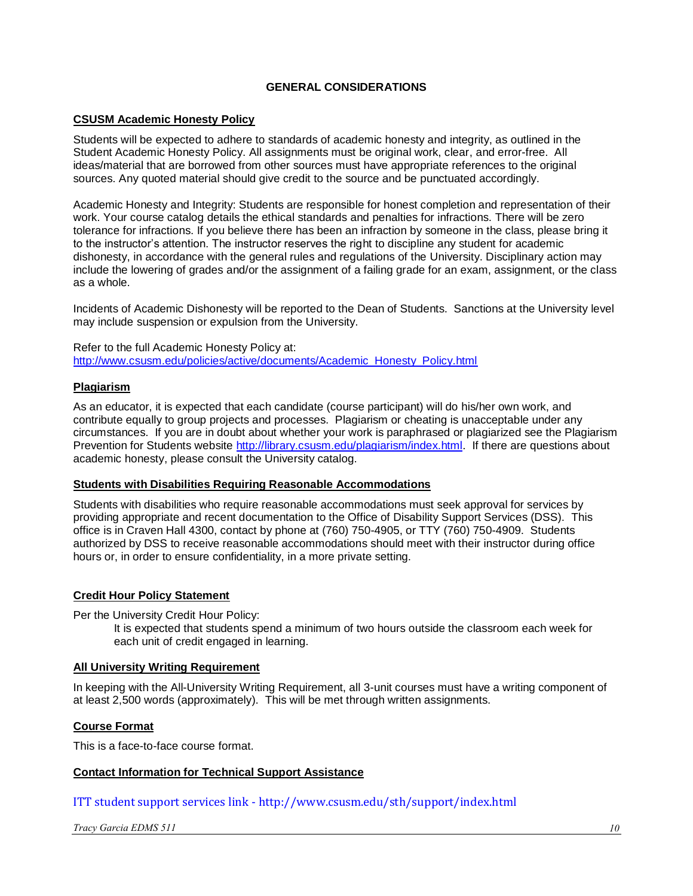## GENERAL CONSIDERATIONS

### CSUSM Academic Honesty Policy

Students will be expected to adhere to standards of academic honesty and integrity, as outlined in the Student Academic Honesty Policy. All assignments must be original work, clear, and error-free. All ideas/material that are borrowed from other sources must have appropriate references to the original sources. Any quoted material should give credit to the source and be punctuated accordingly.

Academic Honesty and Integrity: Students are responsible for honest completion and representation of their work. Your course catalog details the ethical standards and penalties for infractions. There will be zero tolerance for infractions. If you believe there has been an infraction by someone in the class, please bring it to the instructor's attention. The instructor reserves the right to discipline any student for academic dishonesty, in accordance with the general rules and regulations of the University. Disciplinary action may include the lowering of grades and/or the assignment of a failing grade for an exam, assignment, or the class as a whole.

Incidents of Academic Dishonesty will be reported to the Dean of Students. Sanctions at the University level may include suspension or expulsion from the University.

Refer to the full Academic Honesty Policy at:
http://www.csusm.edu/policies/active/documents/Academic_Honesty_Policy.html

### Plagiarism

As an educator, it is expected that each candidate (course participant) will do his/her own work, and contribute equally to group projects and processes. Plagiarism or cheating is unacceptable under any circumstances. If you are in doubt about whether your work is paraphrased or plagiarized see the Plagiarism Prevention for Students website http://library.csusm.edu/plagiarism/index.html. If there are questions about academic honesty, please consult the University catalog.

### Students with Disabilities Requiring Reasonable Accommodations

Students with disabilities who require reasonable accommodations must seek approval for services by providing appropriate and recent documentation to the Office of Disability Support Services (DSS). This office is in Craven Hall 4300, contact by phone at (760) 750-4905, or TTY (760) 750-4909. Students authorized by DSS to receive reasonable accommodations should meet with their instructor during office hours or, in order to ensure confidentiality, in a more private setting.

### Credit Hour Policy Statement

Per the University Credit Hour Policy:

> It is expected that students spend a minimum of two hours outside the classroom each week for each unit of credit engaged in learning.

### All University Writing Requirement

In keeping with the All-University Writing Requirement, all 3-unit courses must have a writing component of at least 2,500 words (approximately). This will be met through written assignments.

### Course Format

This is a face-to-face course format.

### Contact Information for Technical Support Assistance

ITT student support services link - http://www.csusm.edu/sth/support/index.html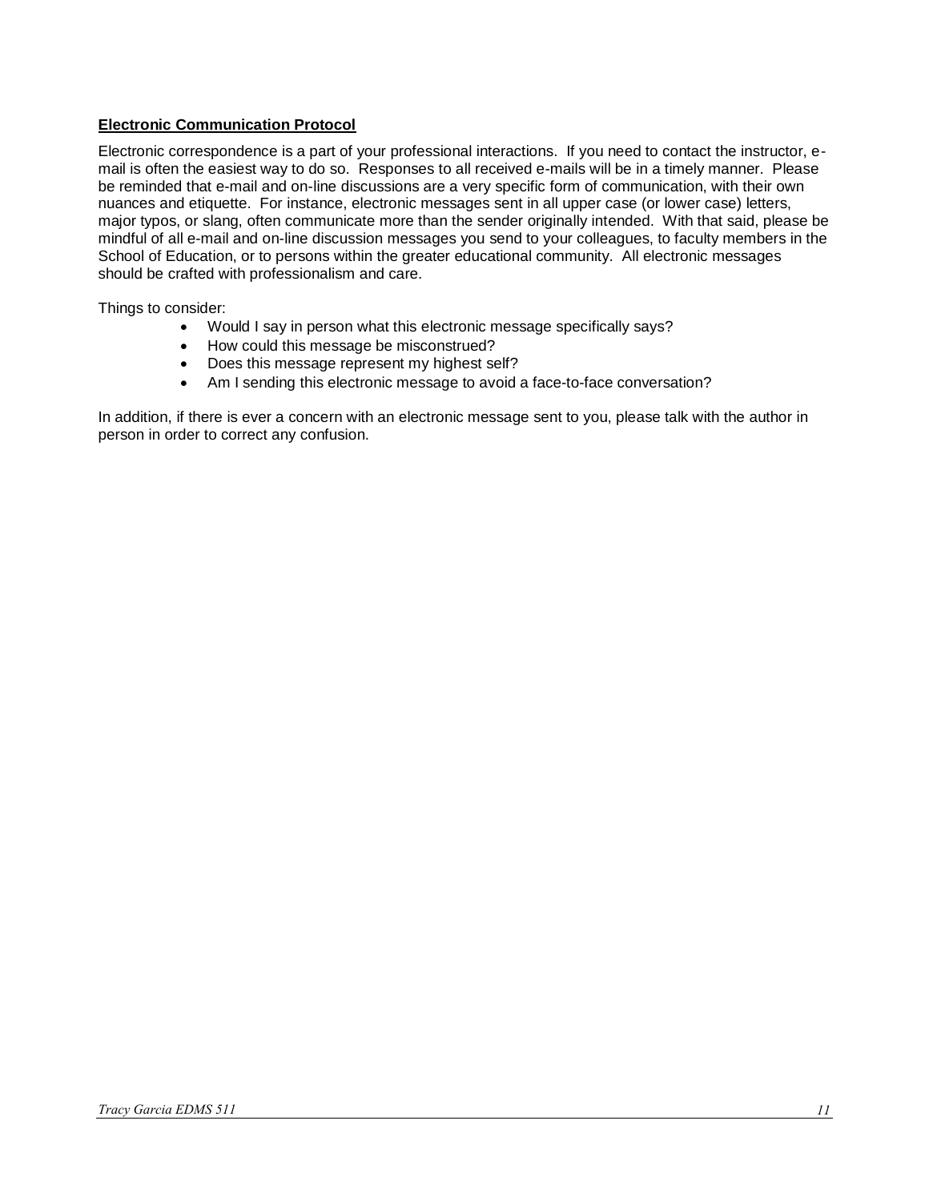**Electronic Communication Protocol**

Electronic correspondence is a part of your professional interactions. If you need to contact the instructor, e-mail is often the easiest way to do so. Responses to all received e-mails will be in a timely manner. Please be reminded that e-mail and on-line discussions are a very specific form of communication, with their own nuances and etiquette. For instance, electronic messages sent in all upper case (or lower case) letters, major typos, or slang, often communicate more than the sender originally intended. With that said, please be mindful of all e-mail and on-line discussion messages you send to your colleagues, to faculty members in the School of Education, or to persons within the greater educational community. All electronic messages should be crafted with professionalism and care.

Things to consider:

- Would I say in person what this electronic message specifically says?
- How could this message be misconstrued?
- Does this message represent my highest self?
- Am I sending this electronic message to avoid a face-to-face conversation?

In addition, if there is ever a concern with an electronic message sent to you, please talk with the author in person in order to correct any confusion.